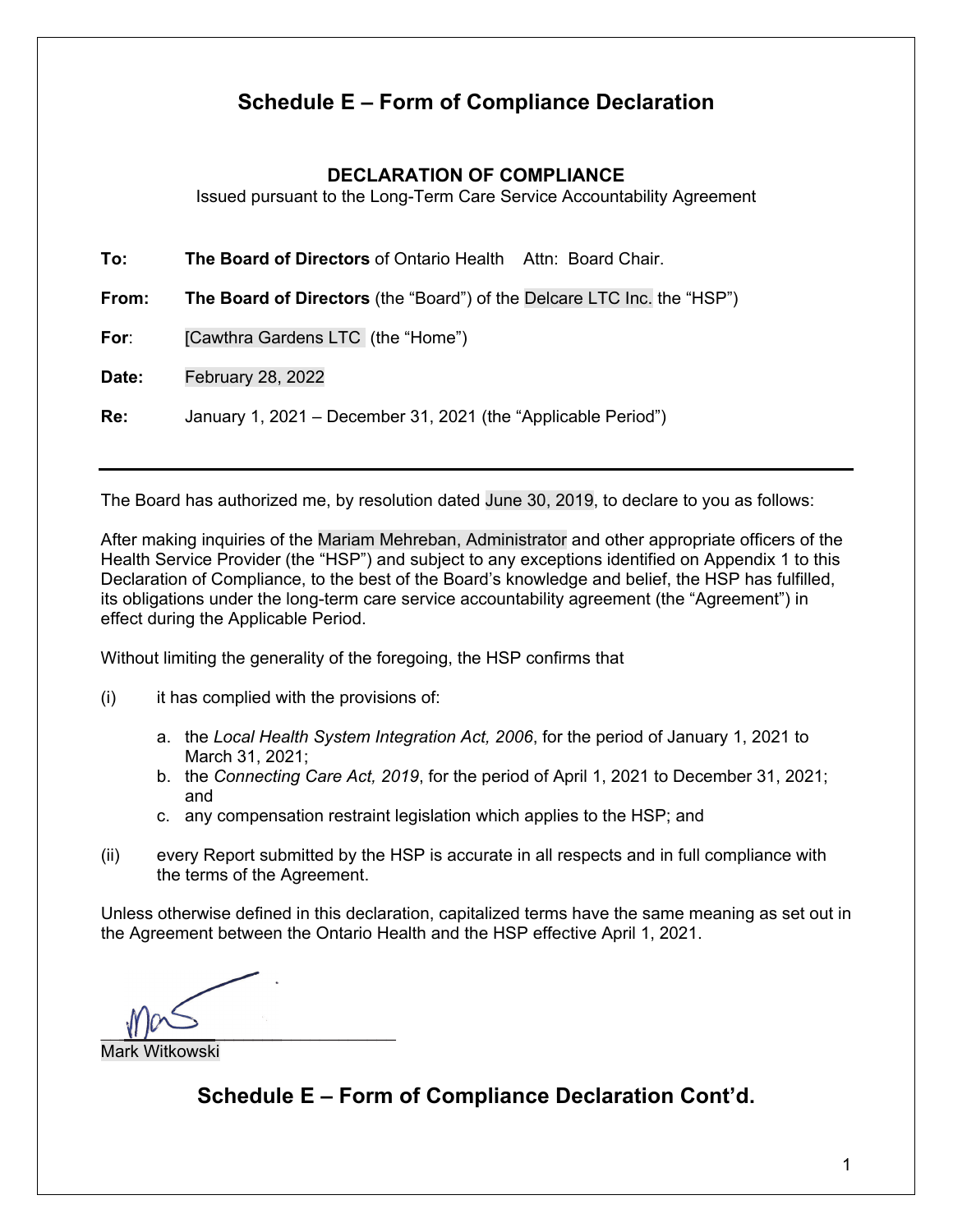# Schedule E – Form of Compliance Declaration

## DECLARATION OF COMPLIANCE

Issued pursuant to the Long-Term Care Service Accountability Agreement

**To:** **The Board of Directors** of Ontario Health Attn: Board Chair.

**From:** **The Board of Directors** (the "Board") of the Delcare LTC Inc. the "HSP")

**For**: [Cawthra Gardens LTC (the "Home")

**Date:** February 28, 2022

**Re:** January 1, 2021 – December 31, 2021 (the "Applicable Period")

---

The Board has authorized me, by resolution dated June 30, 2019, to declare to you as follows:

After making inquiries of the Mariam Mehreban, Administrator and other appropriate officers of the Health Service Provider (the "HSP") and subject to any exceptions identified on Appendix 1 to this Declaration of Compliance, to the best of the Board's knowledge and belief, the HSP has fulfilled, its obligations under the long-term care service accountability agreement (the "Agreement") in effect during the Applicable Period.

Without limiting the generality of the foregoing, the HSP confirms that

(i) it has complied with the provisions of:

a. the *Local Health System Integration Act, 2006*, for the period of January 1, 2021 to March 31, 2021;
b. the *Connecting Care Act, 2019*, for the period of April 1, 2021 to December 31, 2021; and
c. any compensation restraint legislation which applies to the HSP; and

(ii) every Report submitted by the HSP is accurate in all respects and in full compliance with the terms of the Agreement.

Unless otherwise defined in this declaration, capitalized terms have the same meaning as set out in the Agreement between the Ontario Health and the HSP effective April 1, 2021.

\_\_\_\_\_\_\_\_\_\_\_\_\_\_\_\_\_\_\_\_\_\_\_\_\_\_\_\_\_\_
Mark Witkowski

# Schedule E – Form of Compliance Declaration Cont'd.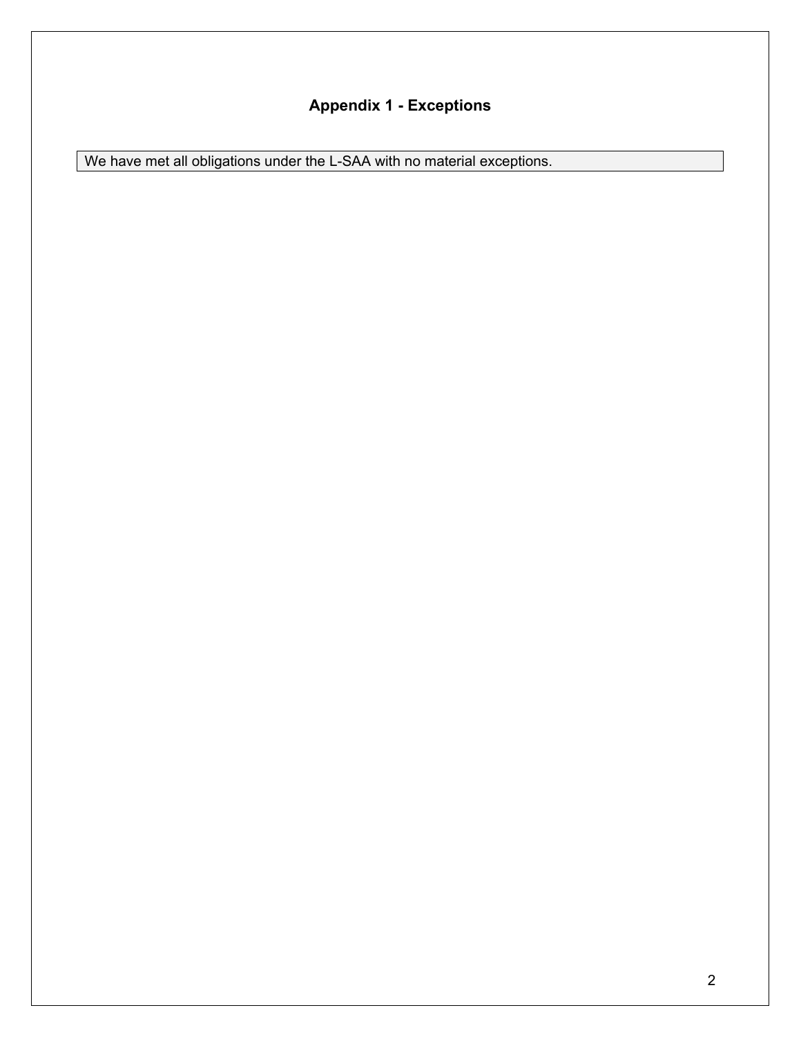## Appendix 1 - Exceptions

We have met all obligations under the L-SAA with no material exceptions.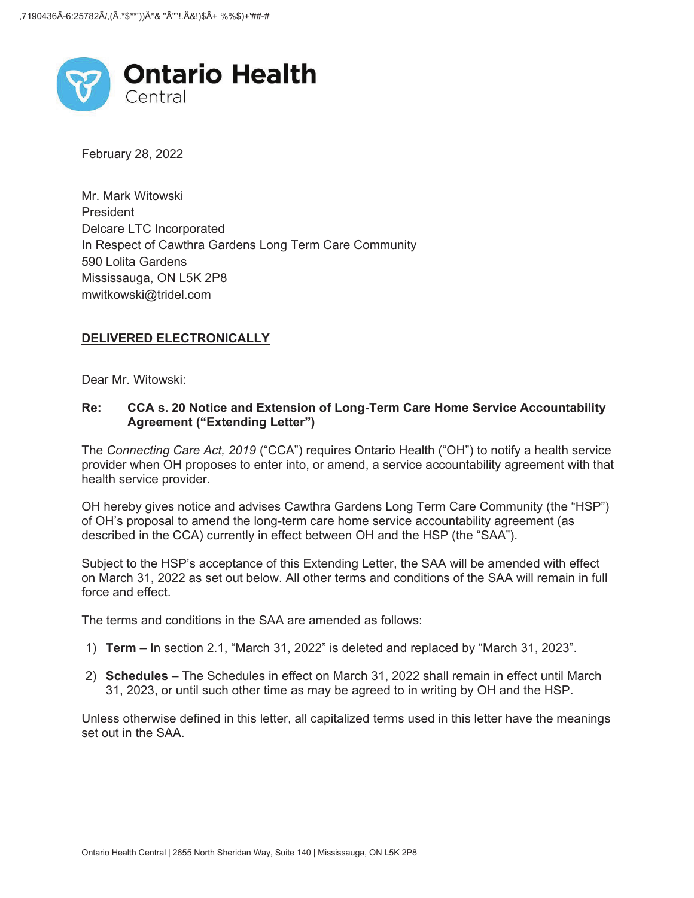Ontario Health
Central

February 28, 2022

Mr. Mark Witowski
President
Delcare LTC Incorporated
In Respect of Cawthra Gardens Long Term Care Community
590 Lolita Gardens
Mississauga, ON L5K 2P8
mwitkowski@tridel.com

**DELIVERED ELECTRONICALLY**

Dear Mr. Witowski:

**Re: CCA s. 20 Notice and Extension of Long-Term Care Home Service Accountability Agreement ("Extending Letter")**

The *Connecting Care Act, 2019* ("CCA") requires Ontario Health ("OH") to notify a health service provider when OH proposes to enter into, or amend, a service accountability agreement with that health service provider.

OH hereby gives notice and advises Cawthra Gardens Long Term Care Community (the "HSP") of OH's proposal to amend the long-term care home service accountability agreement (as described in the CCA) currently in effect between OH and the HSP (the "SAA").

Subject to the HSP's acceptance of this Extending Letter, the SAA will be amended with effect on March 31, 2022 as set out below. All other terms and conditions of the SAA will remain in full force and effect.

The terms and conditions in the SAA are amended as follows:

1) **Term** – In section 2.1, "March 31, 2022" is deleted and replaced by "March 31, 2023".
2) **Schedules** – The Schedules in effect on March 31, 2022 shall remain in effect until March 31, 2023, or until such other time as may be agreed to in writing by OH and the HSP.

Unless otherwise defined in this letter, all capitalized terms used in this letter have the meanings set out in the SAA.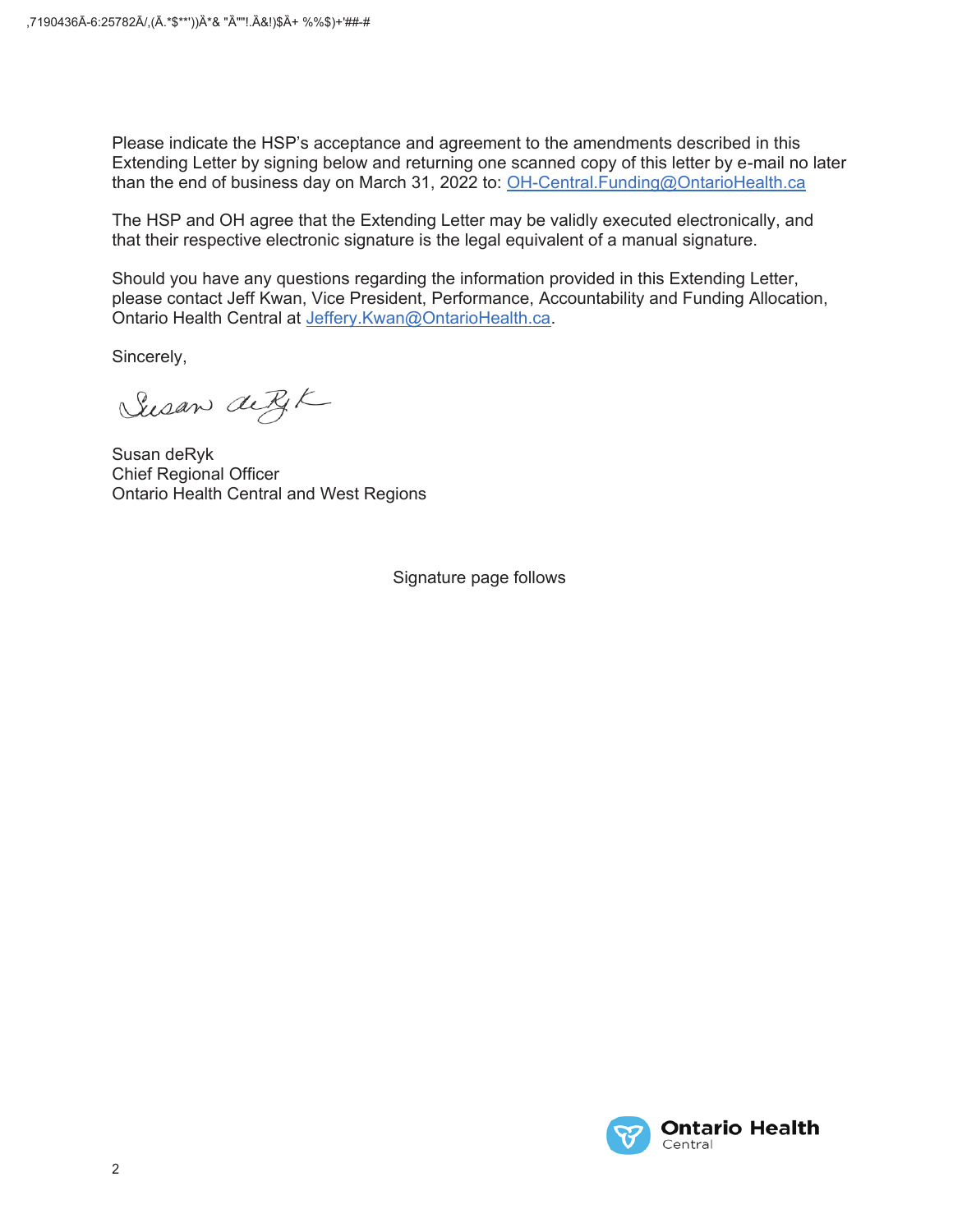Please indicate the HSP's acceptance and agreement to the amendments described in this Extending Letter by signing below and returning one scanned copy of this letter by e-mail no later than the end of business day on March 31, 2022 to: OH-Central.Funding@OntarioHealth.ca

The HSP and OH agree that the Extending Letter may be validly executed electronically, and that their respective electronic signature is the legal equivalent of a manual signature.

Should you have any questions regarding the information provided in this Extending Letter, please contact Jeff Kwan, Vice President, Performance, Accountability and Funding Allocation, Ontario Health Central at Jeffery.Kwan@OntarioHealth.ca.

Sincerely,

Susan deRyk
Chief Regional Officer
Ontario Health Central and West Regions

Signature page follows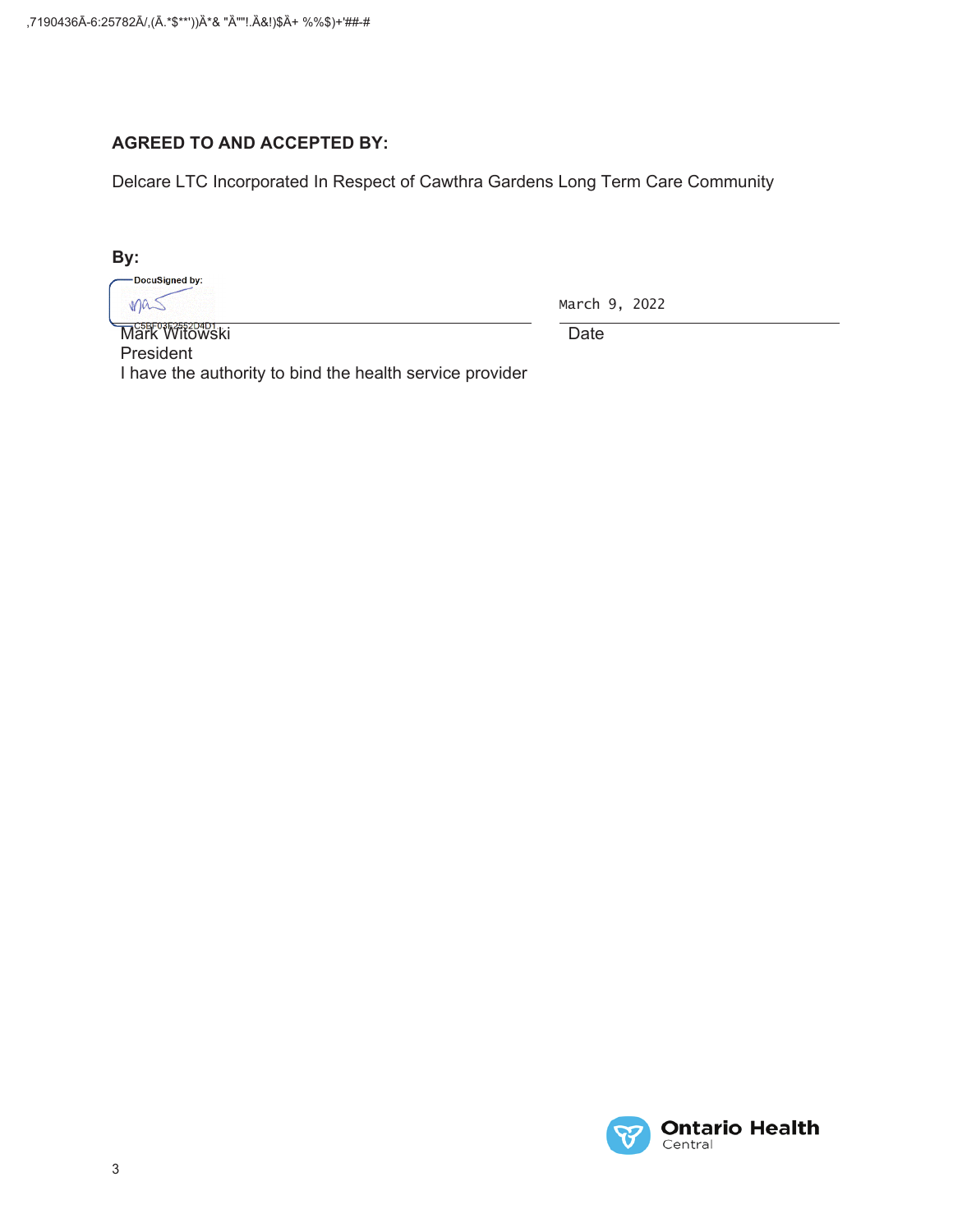**AGREED TO AND ACCEPTED BY:**

Delcare LTC Incorporated In Respect of Cawthra Gardens Long Term Care Community

**By:**

DocuSigned by:

C5BF03E25S2D4D1

Mark Witowski
President
I have the authority to bind the health service provider

March 9, 2022

Date